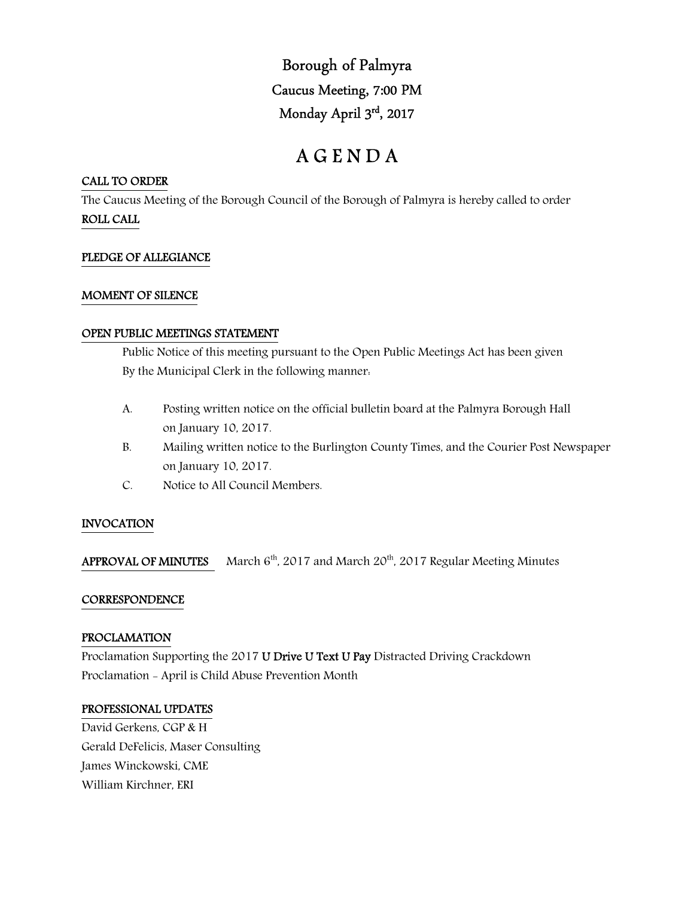# Borough of Palmyra

## Caucus Meeting, 7:00 PM

## Monday April 3rd, 2017

# A G E N D A

**CALL TO ORDER**

The Caucus Meeting of the Borough Council of the Borough of Palmyra is hereby called to order

**ROLL CALL**

**PLEDGE OF ALLEGIANCE**

**MOMENT OF SILENCE**

**OPEN PUBLIC MEETINGS STATEMENT**

Public Notice of this meeting pursuant to the Open Public Meetings Act has been given By the Municipal Clerk in the following manner:

A. Posting written notice on the official bulletin board at the Palmyra Borough Hall on January 10, 2017.

B. Mailing written notice to the Burlington County Times, and the Courier Post Newspaper on January 10, 2017.

C. Notice to All Council Members.

**INVOCATION**

**APPROVAL OF MINUTES** March 6th, 2017 and March 20th, 2017 Regular Meeting Minutes

**CORRESPONDENCE**

**PROCLAMATION**

Proclamation Supporting the 2017 **U Drive U Text U Pay** Distracted Driving Crackdown

Proclamation - April is Child Abuse Prevention Month

**PROFESSIONAL UPDATES**

David Gerkens, CGP & H

Gerald DeFelicis, Maser Consulting

James Winckowski, CME

William Kirchner, ERI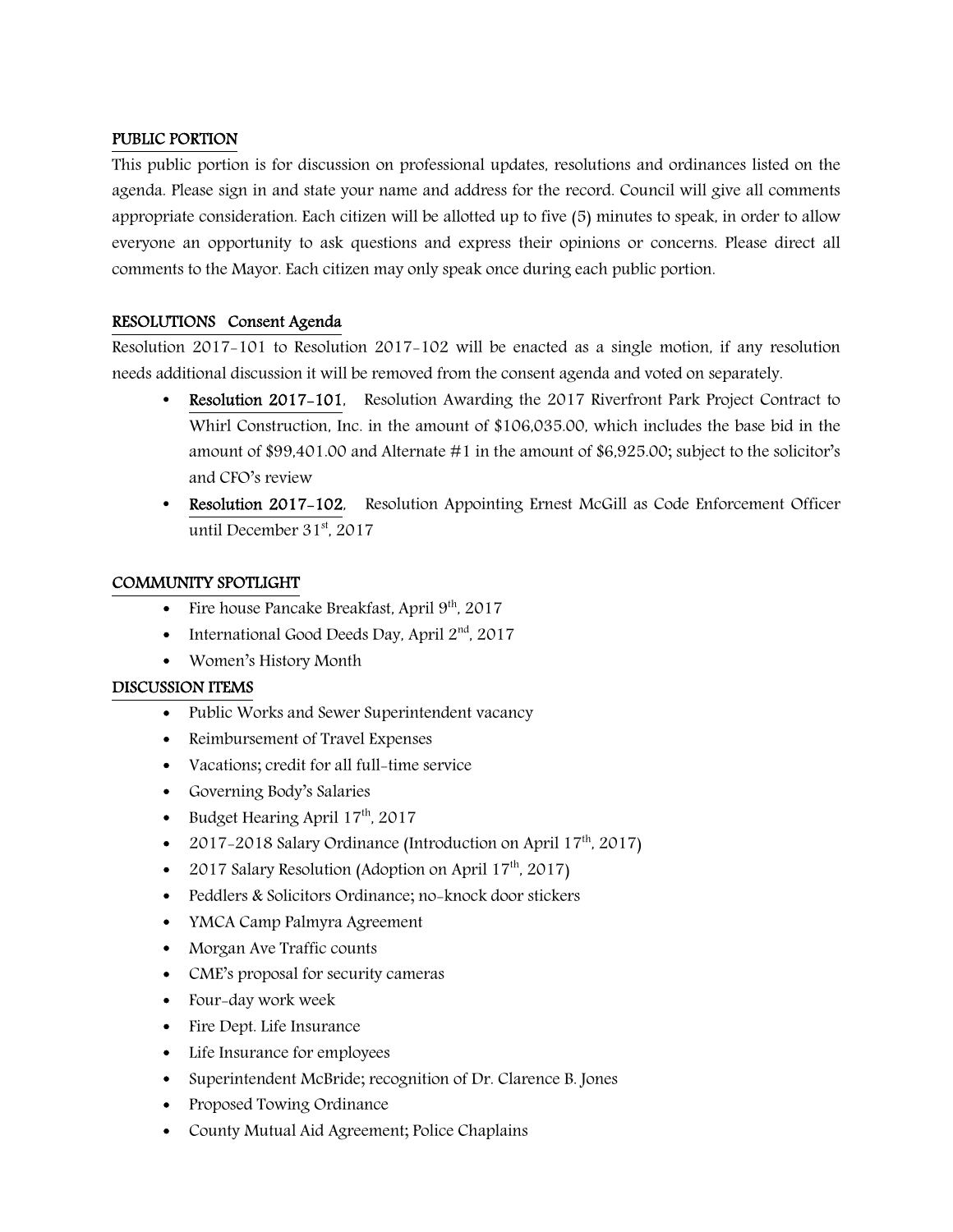## PUBLIC PORTION

This public portion is for discussion on professional updates, resolutions and ordinances listed on the agenda. Please sign in and state your name and address for the record. Council will give all comments appropriate consideration. Each citizen will be allotted up to five (5) minutes to speak, in order to allow everyone an opportunity to ask questions and express their opinions or concerns. Please direct all comments to the Mayor. Each citizen may only speak once during each public portion.

## RESOLUTIONS Consent Agenda

Resolution 2017-101 to Resolution 2017-102 will be enacted as a single motion, if any resolution needs additional discussion it will be removed from the consent agenda and voted on separately.

- **Resolution 2017-101**, Resolution Awarding the 2017 Riverfront Park Project Contract to Whirl Construction, Inc. in the amount of $106,035.00, which includes the base bid in the amount of $99,401.00 and Alternate #1 in the amount of $6,925.00; subject to the solicitor's and CFO's review
- **Resolution 2017-102**, Resolution Appointing Ernest McGill as Code Enforcement Officer until December 31st, 2017

## COMMUNITY SPOTLIGHT

- Fire house Pancake Breakfast, April 9th, 2017
- International Good Deeds Day, April 2nd, 2017
- Women's History Month

## DISCUSSION ITEMS

- Public Works and Sewer Superintendent vacancy
- Reimbursement of Travel Expenses
- Vacations; credit for all full-time service
- Governing Body's Salaries
- Budget Hearing April 17th, 2017
- 2017-2018 Salary Ordinance (Introduction on April 17th, 2017)
- 2017 Salary Resolution (Adoption on April 17th, 2017)
- Peddlers & Solicitors Ordinance; no-knock door stickers
- YMCA Camp Palmyra Agreement
- Morgan Ave Traffic counts
- CME's proposal for security cameras
- Four-day work week
- Fire Dept. Life Insurance
- Life Insurance for employees
- Superintendent McBride; recognition of Dr. Clarence B. Jones
- Proposed Towing Ordinance
- County Mutual Aid Agreement; Police Chaplains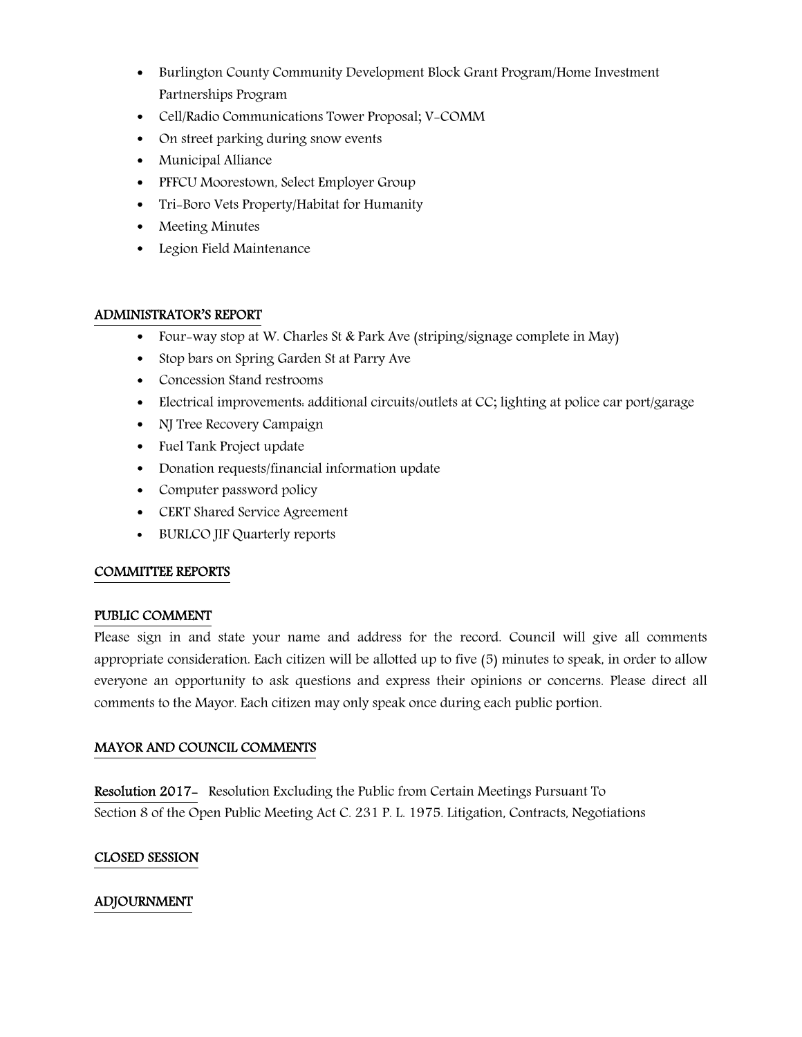- Burlington County Community Development Block Grant Program/Home Investment Partnerships Program
- Cell/Radio Communications Tower Proposal; V-COMM
- On street parking during snow events
- Municipal Alliance
- PFFCU Moorestown, Select Employer Group
- Tri-Boro Vets Property/Habitat for Humanity
- Meeting Minutes
- Legion Field Maintenance

## ADMINISTRATOR'S REPORT

- Four-way stop at W. Charles St & Park Ave (striping/signage complete in May)
- Stop bars on Spring Garden St at Parry Ave
- Concession Stand restrooms
- Electrical improvements: additional circuits/outlets at CC; lighting at police car port/garage
- NJ Tree Recovery Campaign
- Fuel Tank Project update
- Donation requests/financial information update
- Computer password policy
- CERT Shared Service Agreement
- BURLCO JIF Quarterly reports

## COMMITTEE REPORTS

## PUBLIC COMMENT

Please sign in and state your name and address for the record. Council will give all comments appropriate consideration. Each citizen will be allotted up to five (5) minutes to speak, in order to allow everyone an opportunity to ask questions and express their opinions or concerns. Please direct all comments to the Mayor. Each citizen may only speak once during each public portion.

## MAYOR AND COUNCIL COMMENTS

**Resolution 2017-** Resolution Excluding the Public from Certain Meetings Pursuant To Section 8 of the Open Public Meeting Act C. 231 P. L. 1975. Litigation, Contracts, Negotiations

## CLOSED SESSION

## ADJOURNMENT